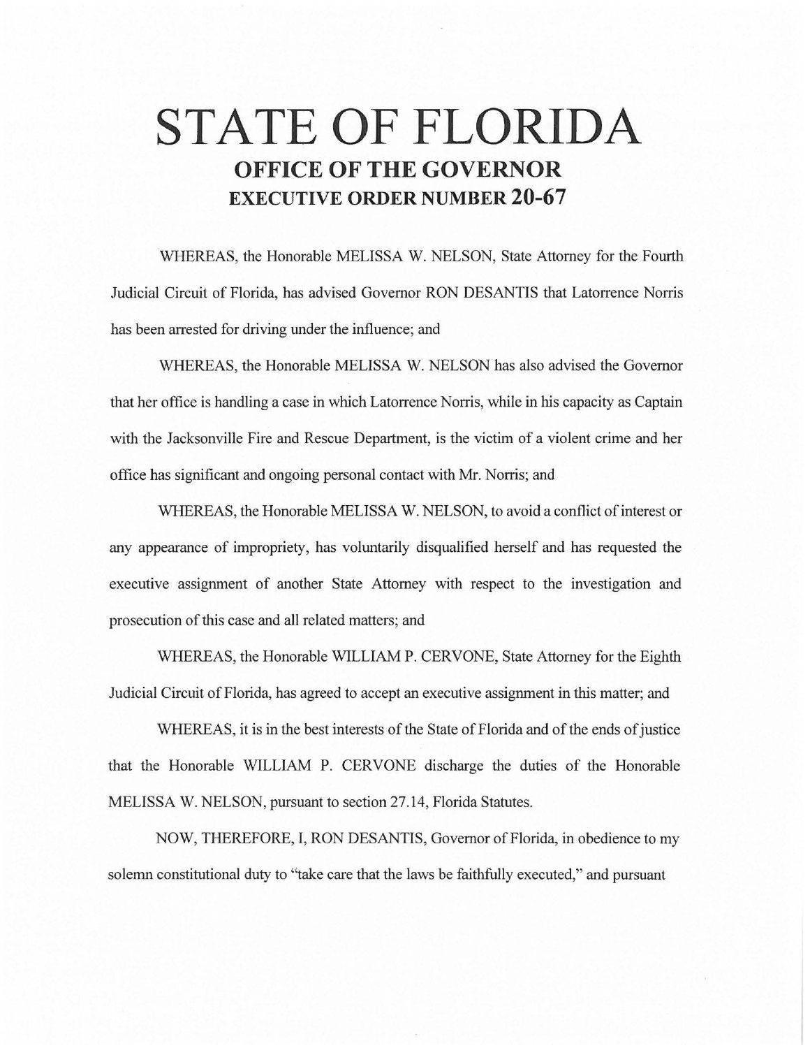# STATE OF FLORIDA

## OFFICE OF THE GOVERNOR

## EXECUTIVE ORDER NUMBER 20-67

WHEREAS, the Honorable MELISSA W. NELSON, State Attorney for the Fourth Judicial Circuit of Florida, has advised Governor RON DESANTIS that Latorrence Norris has been arrested for driving under the influence; and

WHEREAS, the Honorable MELISSA W. NELSON has also advised the Governor that her office is handling a case in which Latorrence Norris, while in his capacity as Captain with the Jacksonville Fire and Rescue Department, is the victim of a violent crime and her office has significant and ongoing personal contact with Mr. Norris; and

WHEREAS, the Honorable MELISSA W. NELSON, to avoid a conflict of interest or any appearance of impropriety, has voluntarily disqualified herself and has requested the executive assignment of another State Attorney with respect to the investigation and prosecution of this case and all related matters; and

WHEREAS, the Honorable WILLIAM P. CERVONE, State Attorney for the Eighth Judicial Circuit of Florida, has agreed to accept an executive assignment in this matter; and

WHEREAS, it is in the best interests of the State of Florida and of the ends of justice that the Honorable WILLIAM P. CERVONE discharge the duties of the Honorable MELISSA W. NELSON, pursuant to section 27.14, Florida Statutes.

NOW, THEREFORE, I, RON DESANTIS, Governor of Florida, in obedience to my solemn constitutional duty to "take care that the laws be faithfully executed," and pursuant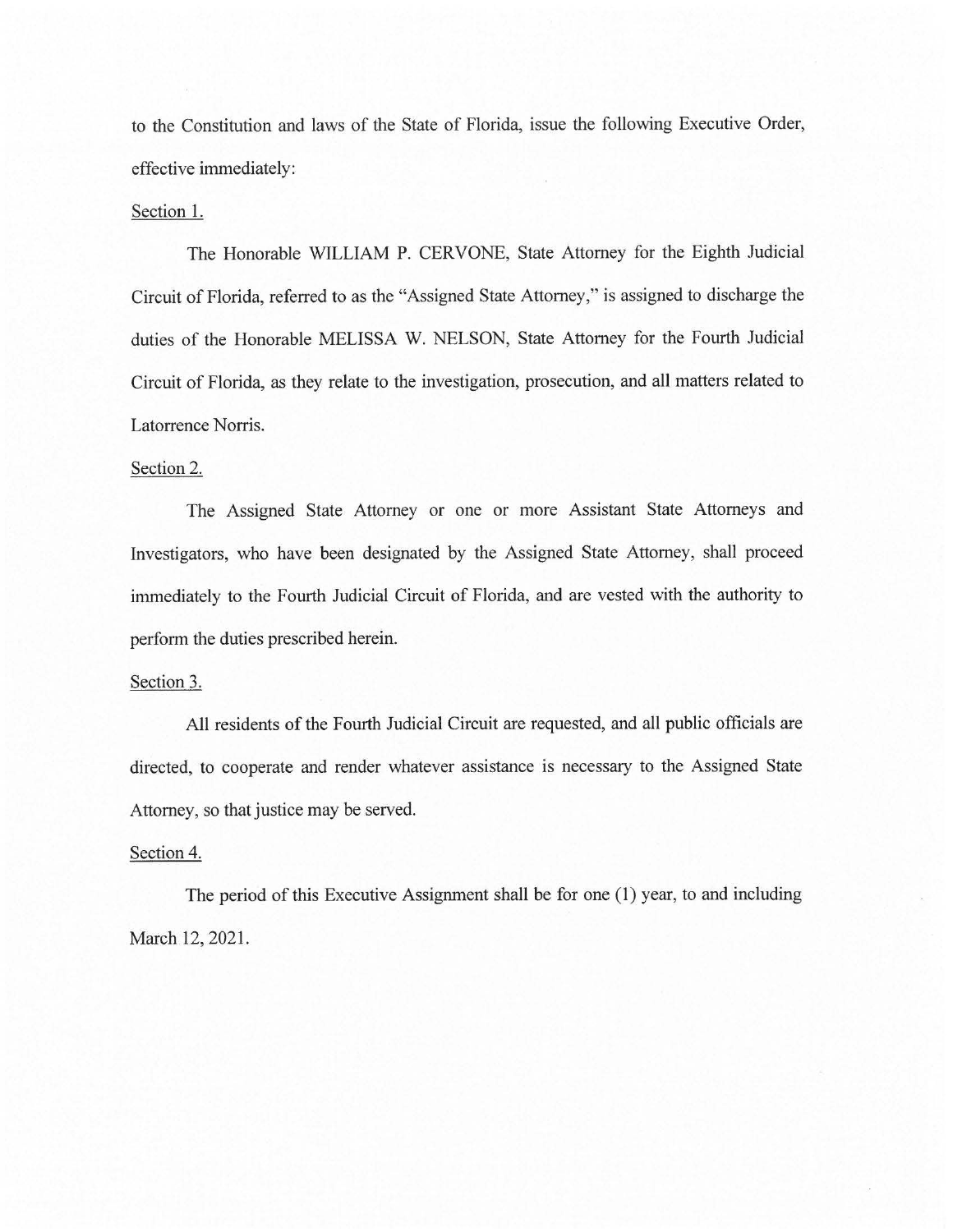to the Constitution and laws of the State of Florida, issue the following Executive Order, effective immediately:

Section 1.

The Honorable WILLIAM P. CERVONE, State Attorney for the Eighth Judicial Circuit of Florida, referred to as the "Assigned State Attorney," is assigned to discharge the duties of the Honorable MELISSA W. NELSON, State Attorney for the Fourth Judicial Circuit of Florida, as they relate to the investigation, prosecution, and all matters related to Latorrence Norris.

Section 2.

The Assigned State Attorney or one or more Assistant State Attorneys and Investigators, who have been designated by the Assigned State Attorney, shall proceed immediately to the Fourth Judicial Circuit of Florida, and are vested with the authority to perform the duties prescribed herein.

Section 3.

All residents of the Fourth Judicial Circuit are requested, and all public officials are directed, to cooperate and render whatever assistance is necessary to the Assigned State Attorney, so that justice may be served.

Section 4.

The period of this Executive Assignment shall be for one (1) year, to and including March 12, 2021.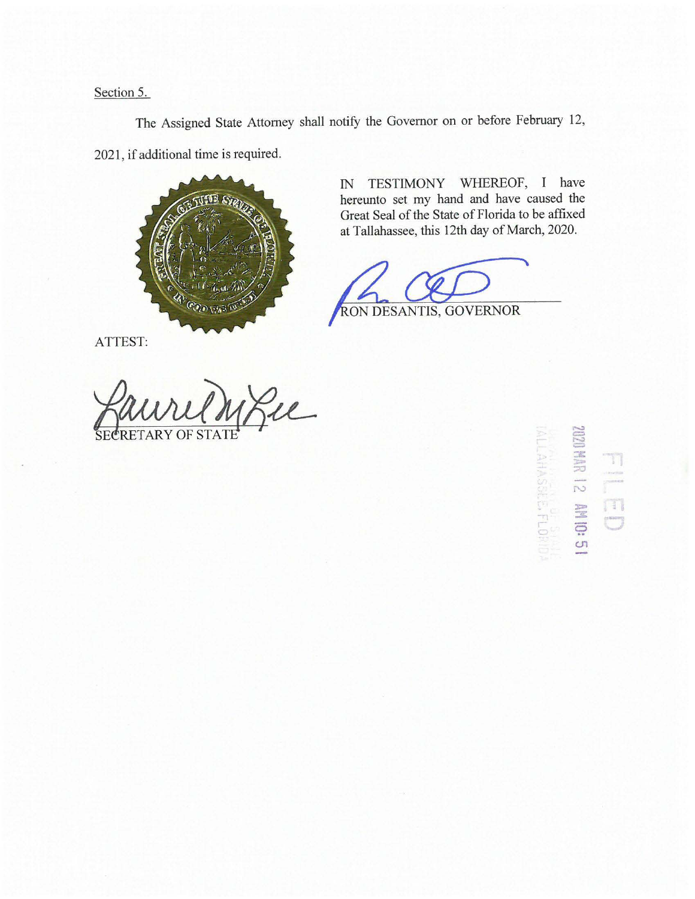Section 5.

The Assigned State Attorney shall notify the Governor on or before February 12, 2021, if additional time is required.

IN TESTIMONY WHEREOF, I have hereunto set my hand and have caused the Great Seal of the State of Florida to be affixed at Tallahassee, this 12th day of March, 2020.

RON DESANTIS, GOVERNOR

ATTEST:

SECRETARY OF STATE

FILED
2020 MAR 12 AM 10:51
DEPARTMENT OF STATE
TALLAHASSEE, FLORIDA